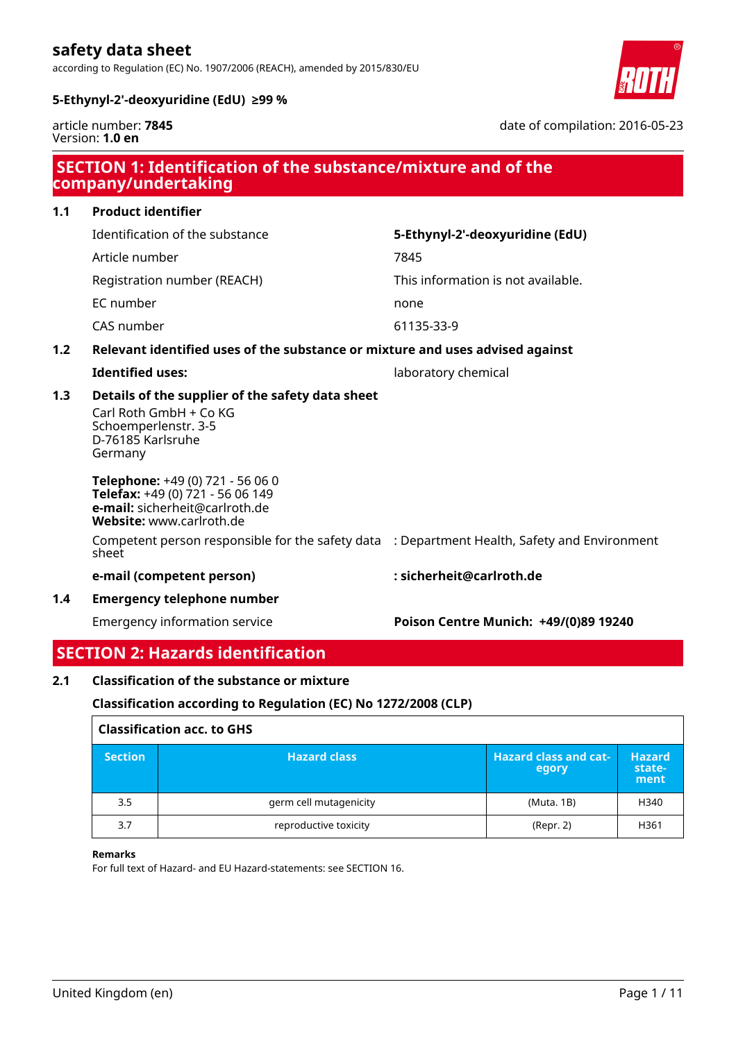# safety data sheet

according to Regulation (EC) No. 1907/2006 (REACH), amended by 2015/830/EU

**5-Ethynyl-2'-deoxyuridine (EdU) ≥99 %**

article number: **7845**
Version: **1.0 en**

date of compilation: 2016-05-23

## SECTION 1: Identification of the substance/mixture and of the company/undertaking

### 1.1 Product identifier

| | |
|---|---|
| Identification of the substance | **5-Ethynyl-2'-deoxyuridine (EdU)** |
| Article number | 7845 |
| Registration number (REACH) | This information is not available. |
| EC number | none |
| CAS number | 61135-33-9 |

### 1.2 Relevant identified uses of the substance or mixture and uses advised against

**Identified uses:** laboratory chemical

### 1.3 Details of the supplier of the safety data sheet

Carl Roth GmbH + Co KG
Schoemperlenstr. 3-5
D-76185 Karlsruhe
Germany

**Telephone:** +49 (0) 721 - 56 06 0
**Telefax:** +49 (0) 721 - 56 06 149
**e-mail:** sicherheit@carlroth.de
**Website:** www.carlroth.de

Competent person responsible for the safety data sheet : Department Health, Safety and Environment

**e-mail (competent person)** : **sicherheit@carlroth.de**

### 1.4 Emergency telephone number

Emergency information service **Poison Centre Munich: +49/(0)89 19240**

## SECTION 2: Hazards identification

### 2.1 Classification of the substance or mixture

**Classification according to Regulation (EC) No 1272/2008 (CLP)**

**Classification acc. to GHS**

| Section | Hazard class | Hazard class and category | Hazard statement |
|---|---|---|---|
| 3.5 | germ cell mutagenicity | (Muta. 1B) | H340 |
| 3.7 | reproductive toxicity | (Repr. 2) | H361 |

**Remarks**
For full text of Hazard- and EU Hazard-statements: see SECTION 16.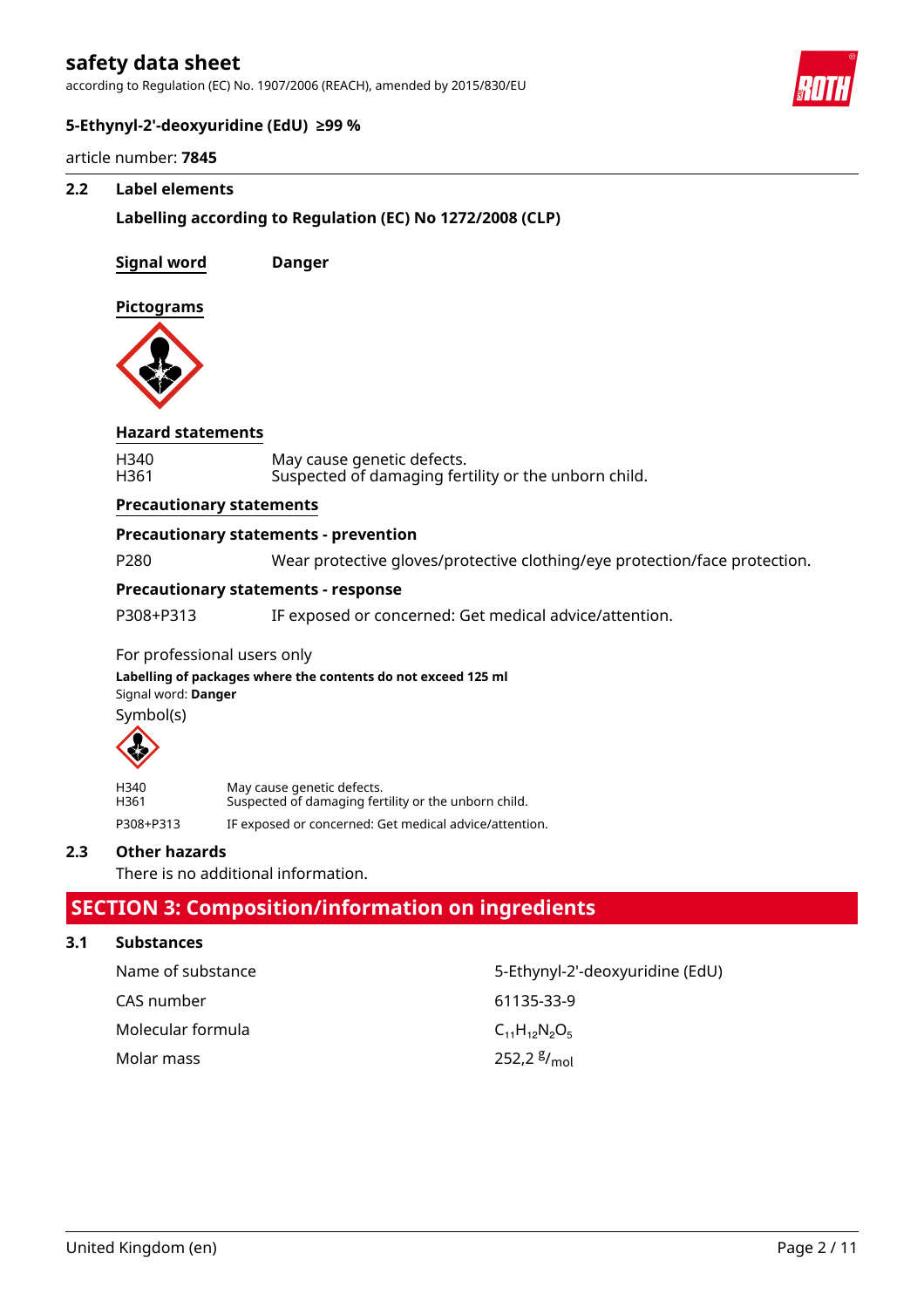### 2.2 Label elements

**Labelling according to Regulation (EC) No 1272/2008 (CLP)**

**Signal word** **Danger**

**Pictograms**

**Hazard statements**

| | |
|---|---|
| H340 | May cause genetic defects. |
| H361 | Suspected of damaging fertility or the unborn child. |

**Precautionary statements**

**Precautionary statements - prevention**

| | |
|---|---|
| P280 | Wear protective gloves/protective clothing/eye protection/face protection. |

**Precautionary statements - response**

| | |
|---|---|
| P308+P313 | IF exposed or concerned: Get medical advice/attention. |

For professional users only

**Labelling of packages where the contents do not exceed 125 ml**

Signal word: **Danger**

Symbol(s)

| | |
|---|---|
| H340 | May cause genetic defects. |
| H361 | Suspected of damaging fertility or the unborn child. |
| P308+P313 | IF exposed or concerned: Get medical advice/attention. |

### 2.3 Other hazards

There is no additional information.

## SECTION 3: Composition/information on ingredients

### 3.1 Substances

| | |
|---|---|
| Name of substance | 5-Ethynyl-2'-deoxyuridine (EdU) |
| CAS number | 61135-33-9 |
| Molecular formula | $C_{11}H_{12}N_2O_5$ |
| Molar mass | 252,2 $^{g}/_{mol}$ |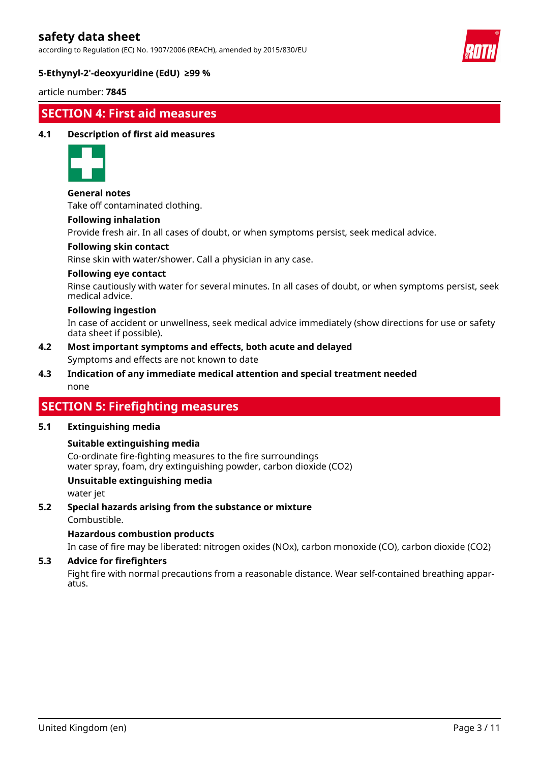## SECTION 4: First aid measures

### 4.1 Description of first aid measures

**General notes**

Take off contaminated clothing.

**Following inhalation**

Provide fresh air. In all cases of doubt, or when symptoms persist, seek medical advice.

**Following skin contact**

Rinse skin with water/shower. Call a physician in any case.

**Following eye contact**

Rinse cautiously with water for several minutes. In all cases of doubt, or when symptoms persist, seek medical advice.

**Following ingestion**

In case of accident or unwellness, seek medical advice immediately (show directions for use or safety data sheet if possible).

### 4.2 Most important symptoms and effects, both acute and delayed

Symptoms and effects are not known to date

### 4.3 Indication of any immediate medical attention and special treatment needed

none

## SECTION 5: Firefighting measures

### 5.1 Extinguishing media

**Suitable extinguishing media**

Co-ordinate fire-fighting measures to the fire surroundings
water spray, foam, dry extinguishing powder, carbon dioxide ($CO_2$)

**Unsuitable extinguishing media**

water jet

### 5.2 Special hazards arising from the substance or mixture

Combustible.

**Hazardous combustion products**

In case of fire may be liberated: nitrogen oxides ($NO_x$), carbon monoxide (CO), carbon dioxide ($CO_2$)

### 5.3 Advice for firefighters

Fight fire with normal precautions from a reasonable distance. Wear self-contained breathing apparatus.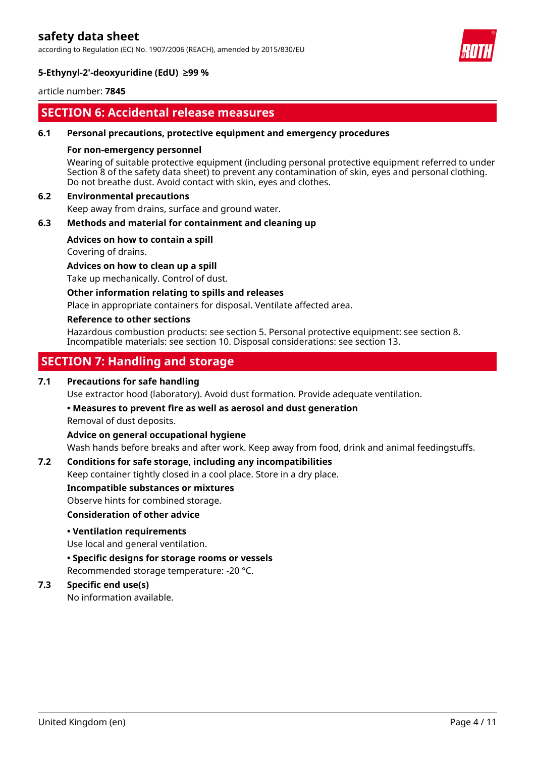## SECTION 6: Accidental release measures

### 6.1 Personal precautions, protective equipment and emergency procedures

**For non-emergency personnel**

Wearing of suitable protective equipment (including personal protective equipment referred to under Section 8 of the safety data sheet) to prevent any contamination of skin, eyes and personal clothing. Do not breathe dust. Avoid contact with skin, eyes and clothes.

### 6.2 Environmental precautions

Keep away from drains, surface and ground water.

### 6.3 Methods and material for containment and cleaning up

**Advices on how to contain a spill**

Covering of drains.

**Advices on how to clean up a spill**

Take up mechanically. Control of dust.

**Other information relating to spills and releases**

Place in appropriate containers for disposal. Ventilate affected area.

**Reference to other sections**

Hazardous combustion products: see section 5. Personal protective equipment: see section 8. Incompatible materials: see section 10. Disposal considerations: see section 13.

## SECTION 7: Handling and storage

### 7.1 Precautions for safe handling

Use extractor hood (laboratory). Avoid dust formation. Provide adequate ventilation.

**• Measures to prevent fire as well as aerosol and dust generation**

Removal of dust deposits.

**Advice on general occupational hygiene**

Wash hands before breaks and after work. Keep away from food, drink and animal feedingstuffs.

### 7.2 Conditions for safe storage, including any incompatibilities

Keep container tightly closed in a cool place. Store in a dry place.

**Incompatible substances or mixtures**

Observe hints for combined storage.

**Consideration of other advice**

**• Ventilation requirements**

Use local and general ventilation.

**• Specific designs for storage rooms or vessels**

Recommended storage temperature: -20 °C.

### 7.3 Specific end use(s)

No information available.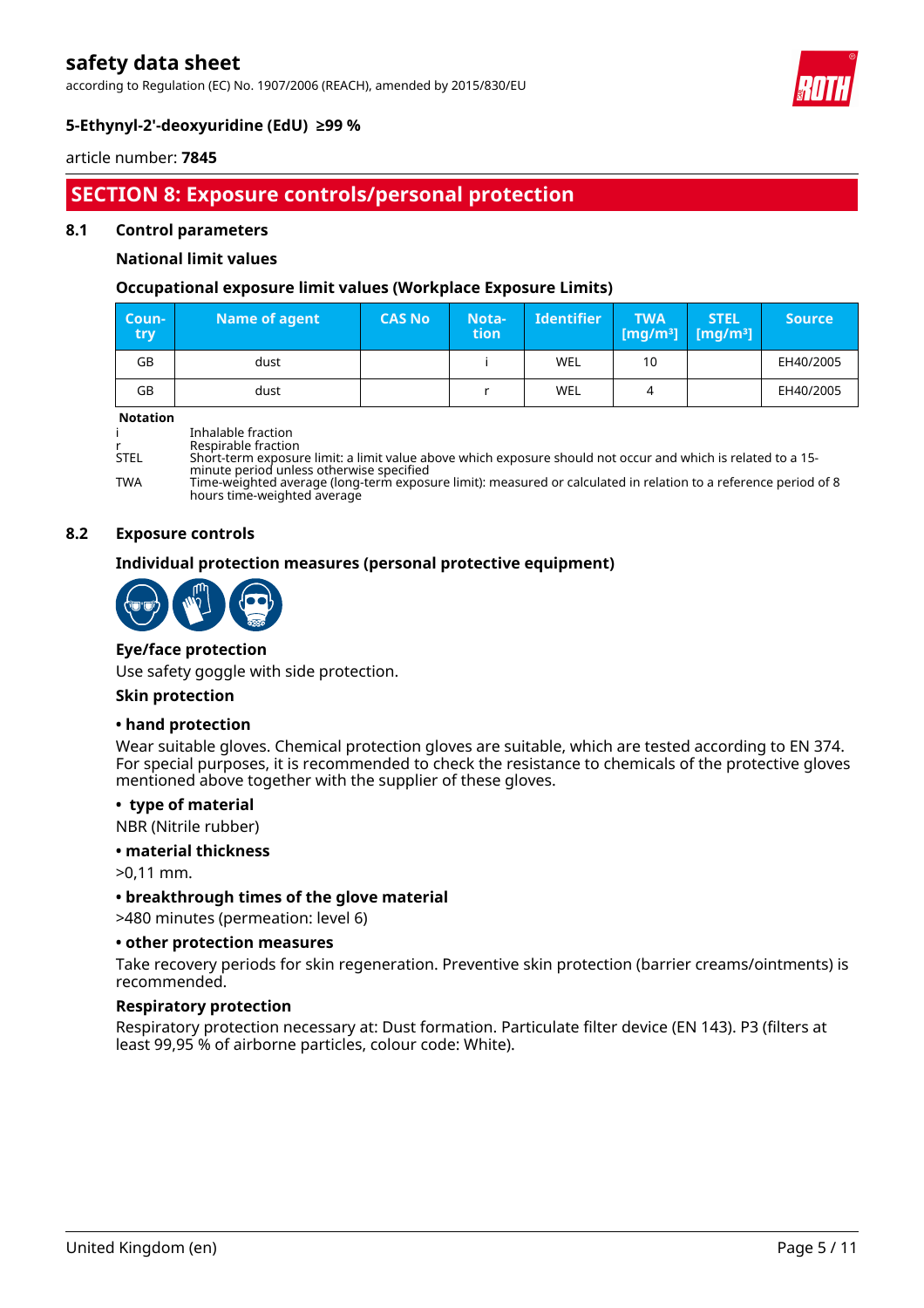## SECTION 8: Exposure controls/personal protection

### 8.1 Control parameters

**National limit values**

**Occupational exposure limit values (Workplace Exposure Limits)**

| Country | Name of agent | CAS No | Notation | Identifier | TWA [mg/m³] | STEL [mg/m³] | Source |
|---|---|---|---|---|---|---|---|
| GB | dust | | i | WEL | 10 | | EH40/2005 |
| GB | dust | | r | WEL | 4 | | EH40/2005 |

**Notation**

| | |
|---|---|
| i | Inhalable fraction |
| r | Respirable fraction |
| STEL | Short-term exposure limit: a limit value above which exposure should not occur and which is related to a 15-minute period unless otherwise specified |
| TWA | Time-weighted average (long-term exposure limit): measured or calculated in relation to a reference period of 8 hours time-weighted average |

### 8.2 Exposure controls

**Individual protection measures (personal protective equipment)**

**Eye/face protection**

Use safety goggle with side protection.

**Skin protection**

**• hand protection**

Wear suitable gloves. Chemical protection gloves are suitable, which are tested according to EN 374. For special purposes, it is recommended to check the resistance to chemicals of the protective gloves mentioned above together with the supplier of these gloves.

**• type of material**

NBR (Nitrile rubber)

**• material thickness**

>0,11 mm.

**• breakthrough times of the glove material**

>480 minutes (permeation: level 6)

**• other protection measures**

Take recovery periods for skin regeneration. Preventive skin protection (barrier creams/ointments) is recommended.

**Respiratory protection**

Respiratory protection necessary at: Dust formation. Particulate filter device (EN 143). P3 (filters at least 99,95 % of airborne particles, colour code: White).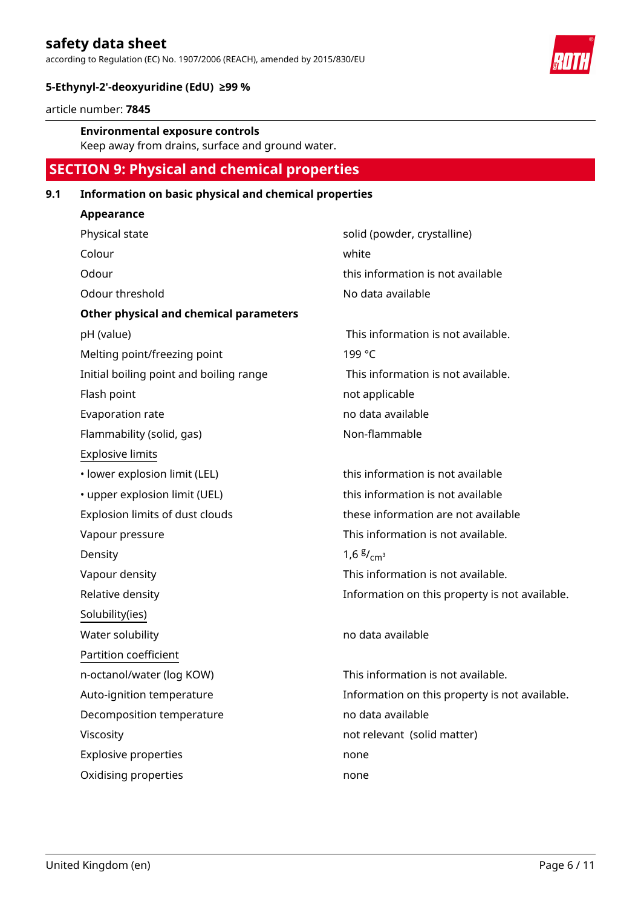**Environmental exposure controls**

Keep away from drains, surface and ground water.

## SECTION 9: Physical and chemical properties

### 9.1 Information on basic physical and chemical properties

**Appearance**

| | |
|---|---|
| Physical state | solid (powder, crystalline) |
| Colour | white |
| Odour | this information is not available |
| Odour threshold | No data available |

**Other physical and chemical parameters**

| | |
|---|---|
| pH (value) | This information is not available. |
| Melting point/freezing point | 199 °C |
| Initial boiling point and boiling range | This information is not available. |
| Flash point | not applicable |
| Evaporation rate | no data available |
| Flammability (solid, gas) | Non-flammable |
| Explosive limits | |
| • lower explosion limit (LEL) | this information is not available |
| • upper explosion limit (UEL) | this information is not available |
| Explosion limits of dust clouds | these information are not available |
| Vapour pressure | This information is not available. |
| Density | 1,6 $^{g}/_{cm^3}$ |
| Vapour density | This information is not available. |
| Relative density | Information on this property is not available. |
| Solubility(ies) | |
| Water solubility | no data available |
| Partition coefficient | |
| n-octanol/water (log KOW) | This information is not available. |
| Auto-ignition temperature | Information on this property is not available. |
| Decomposition temperature | no data available |
| Viscosity | not relevant (solid matter) |
| Explosive properties | none |
| Oxidising properties | none |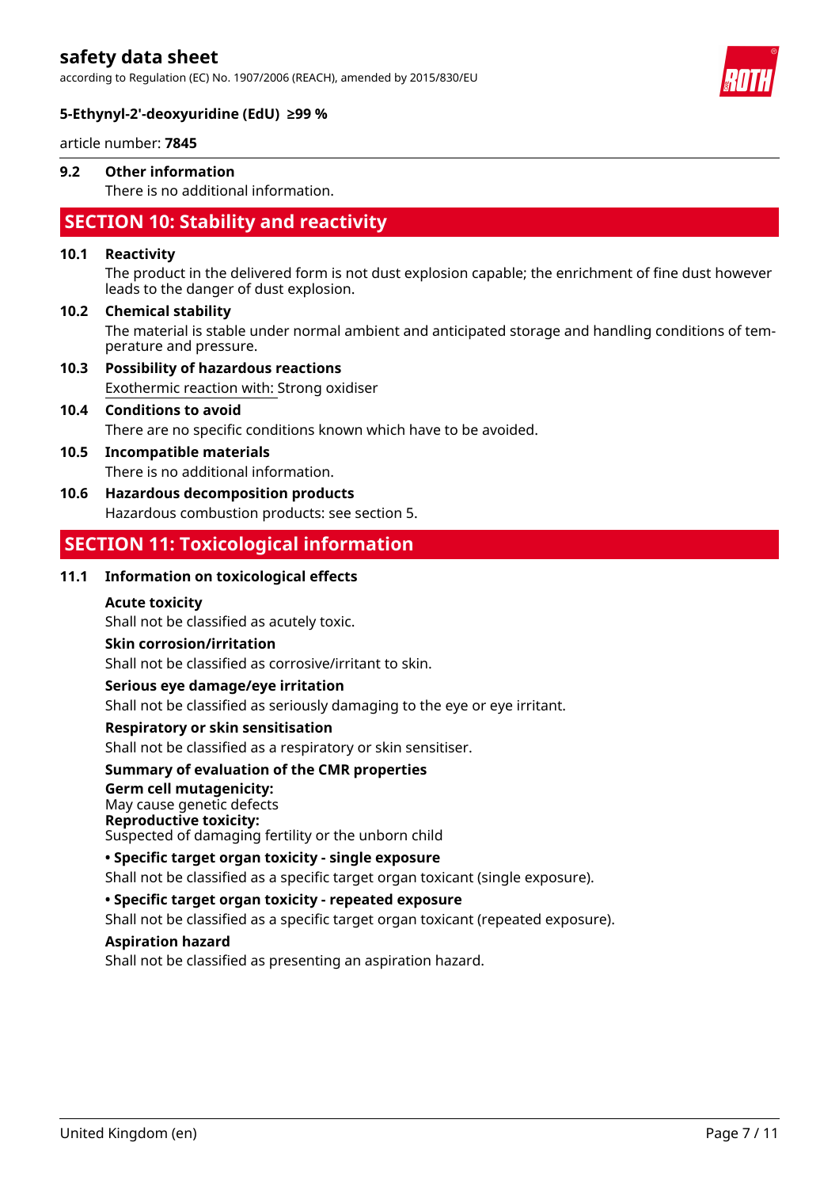### 9.2 Other information

There is no additional information.

## SECTION 10: Stability and reactivity

### 10.1 Reactivity

The product in the delivered form is not dust explosion capable; the enrichment of fine dust however leads to the danger of dust explosion.

### 10.2 Chemical stability

The material is stable under normal ambient and anticipated storage and handling conditions of temperature and pressure.

### 10.3 Possibility of hazardous reactions

Exothermic reaction with: Strong oxidiser

### 10.4 Conditions to avoid

There are no specific conditions known which have to be avoided.

### 10.5 Incompatible materials

There is no additional information.

### 10.6 Hazardous decomposition products

Hazardous combustion products: see section 5.

## SECTION 11: Toxicological information

### 11.1 Information on toxicological effects

**Acute toxicity**

Shall not be classified as acutely toxic.

**Skin corrosion/irritation**

Shall not be classified as corrosive/irritant to skin.

**Serious eye damage/eye irritation**

Shall not be classified as seriously damaging to the eye or eye irritant.

**Respiratory or skin sensitisation**

Shall not be classified as a respiratory or skin sensitiser.

**Summary of evaluation of the CMR properties**

**Germ cell mutagenicity:**
May cause genetic defects

**Reproductive toxicity:**
Suspected of damaging fertility or the unborn child

**• Specific target organ toxicity - single exposure**

Shall not be classified as a specific target organ toxicant (single exposure).

**• Specific target organ toxicity - repeated exposure**

Shall not be classified as a specific target organ toxicant (repeated exposure).

**Aspiration hazard**

Shall not be classified as presenting an aspiration hazard.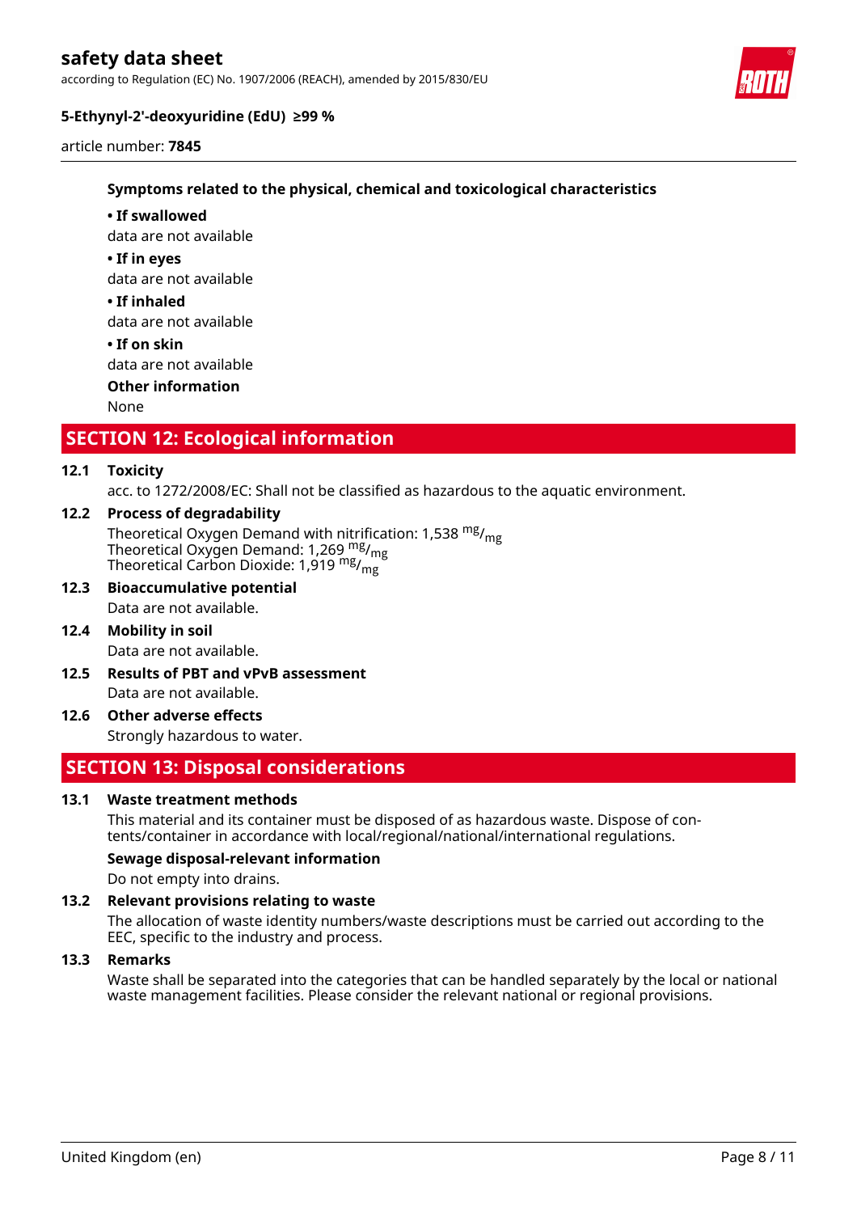**Symptoms related to the physical, chemical and toxicological characteristics**

**• If swallowed**

data are not available

**• If in eyes**

data are not available

**• If inhaled**

data are not available

**• If on skin**

data are not available

**Other information**

None

## SECTION 12: Ecological information

**12.1 Toxicity**

acc. to 1272/2008/EC: Shall not be classified as hazardous to the aquatic environment.

**12.2 Process of degradability**

Theoretical Oxygen Demand with nitrification: 1,538 $^{mg}/_{mg}$
Theoretical Oxygen Demand: 1,269 $^{mg}/_{mg}$
Theoretical Carbon Dioxide: 1,919 $^{mg}/_{mg}$

**12.3 Bioaccumulative potential**

Data are not available.

**12.4 Mobility in soil**

Data are not available.

**12.5 Results of PBT and vPvB assessment**

Data are not available.

**12.6 Other adverse effects**

Strongly hazardous to water.

## SECTION 13: Disposal considerations

**13.1 Waste treatment methods**

This material and its container must be disposed of as hazardous waste. Dispose of contents/container in accordance with local/regional/national/international regulations.

**Sewage disposal-relevant information**

Do not empty into drains.

**13.2 Relevant provisions relating to waste**

The allocation of waste identity numbers/waste descriptions must be carried out according to the EEC, specific to the industry and process.

**13.3 Remarks**

Waste shall be separated into the categories that can be handled separately by the local or national waste management facilities. Please consider the relevant national or regional provisions.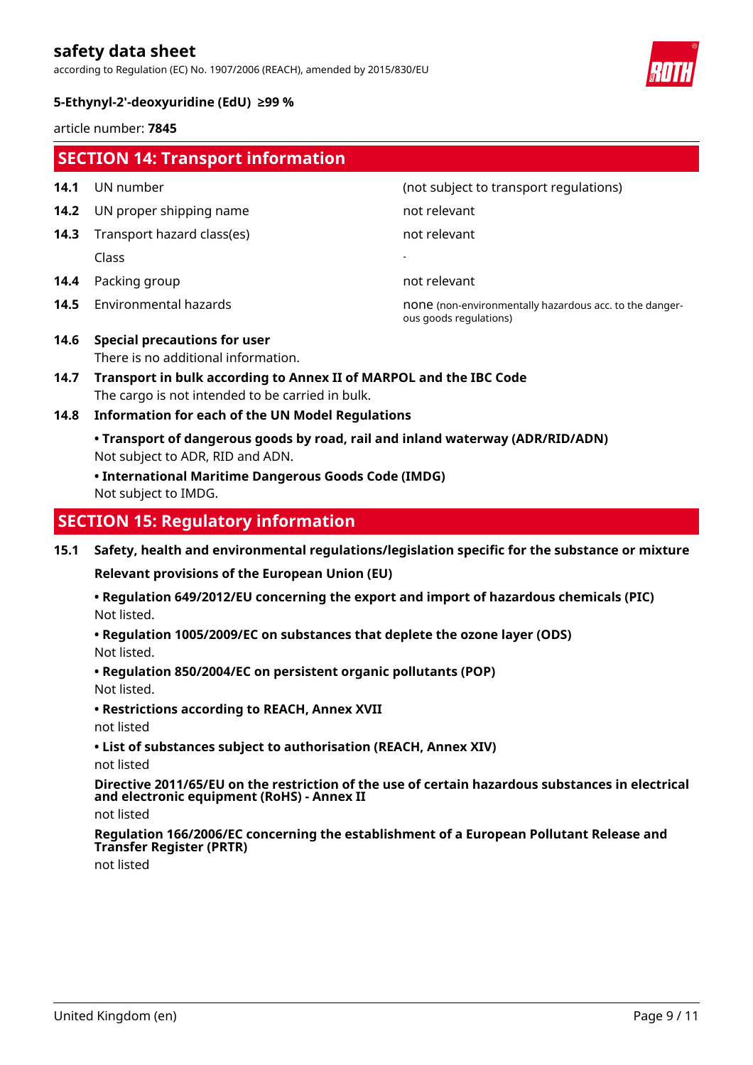## SECTION 14: Transport information

| | | |
|---|---|---|
| **14.1** | UN number | (not subject to transport regulations) |
| **14.2** | UN proper shipping name | not relevant |
| **14.3** | Transport hazard class(es) | not relevant |
| | Class | - |
| **14.4** | Packing group | not relevant |
| **14.5** | Environmental hazards | none (non-environmentally hazardous acc. to the dangerous goods regulations) |

**14.6 Special precautions for user**

There is no additional information.

**14.7 Transport in bulk according to Annex II of MARPOL and the IBC Code**

The cargo is not intended to be carried in bulk.

**14.8 Information for each of the UN Model Regulations**

**• Transport of dangerous goods by road, rail and inland waterway (ADR/RID/ADN)**

Not subject to ADR, RID and ADN.

**• International Maritime Dangerous Goods Code (IMDG)**

Not subject to IMDG.

## SECTION 15: Regulatory information

**15.1 Safety, health and environmental regulations/legislation specific for the substance or mixture**

**Relevant provisions of the European Union (EU)**

**• Regulation 649/2012/EU concerning the export and import of hazardous chemicals (PIC)**

Not listed.

**• Regulation 1005/2009/EC on substances that deplete the ozone layer (ODS)**

Not listed.

**• Regulation 850/2004/EC on persistent organic pollutants (POP)**

Not listed.

**• Restrictions according to REACH, Annex XVII**

not listed

**• List of substances subject to authorisation (REACH, Annex XIV)**

not listed

**Directive 2011/65/EU on the restriction of the use of certain hazardous substances in electrical and electronic equipment (RoHS) - Annex II**

not listed

**Regulation 166/2006/EC concerning the establishment of a European Pollutant Release and Transfer Register (PRTR)**

not listed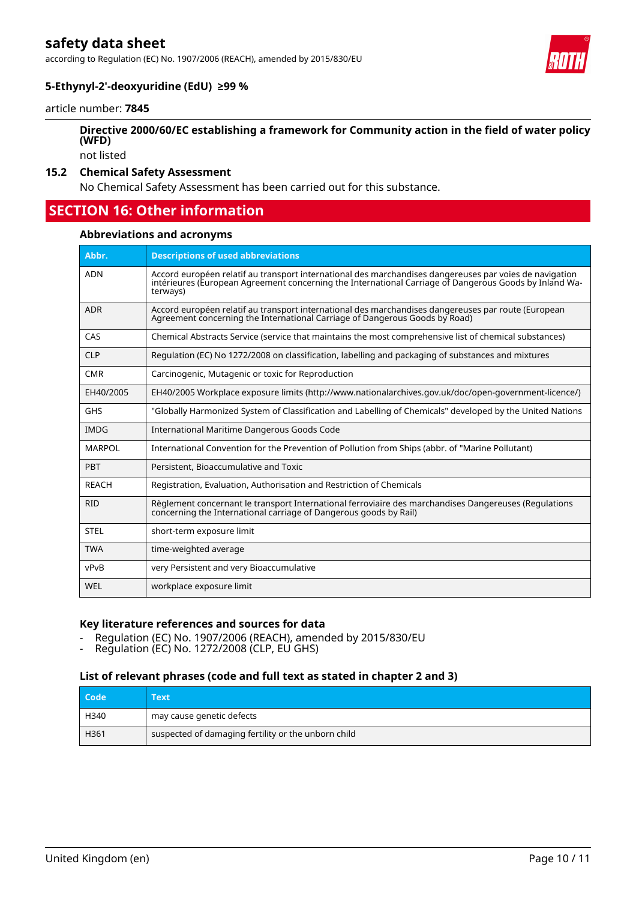#### Directive 2000/60/EC establishing a framework for Community action in the field of water policy (WFD)

not listed

### 15.2 Chemical Safety Assessment

No Chemical Safety Assessment has been carried out for this substance.

## SECTION 16: Other information

#### Abbreviations and acronyms

| Abbr. | Descriptions of used abbreviations |
|---|---|
| ADN | Accord européen relatif au transport international des marchandises dangereuses par voies de navigation intérieures (European Agreement concerning the International Carriage of Dangerous Goods by Inland Waterways) |
| ADR | Accord européen relatif au transport international des marchandises dangereuses par route (European Agreement concerning the International Carriage of Dangerous Goods by Road) |
| CAS | Chemical Abstracts Service (service that maintains the most comprehensive list of chemical substances) |
| CLP | Regulation (EC) No 1272/2008 on classification, labelling and packaging of substances and mixtures |
| CMR | Carcinogenic, Mutagenic or toxic for Reproduction |
| EH40/2005 | EH40/2005 Workplace exposure limits (http://www.nationalarchives.gov.uk/doc/open-government-licence/) |
| GHS | "Globally Harmonized System of Classification and Labelling of Chemicals" developed by the United Nations |
| IMDG | International Maritime Dangerous Goods Code |
| MARPOL | International Convention for the Prevention of Pollution from Ships (abbr. of "Marine Pollutant) |
| PBT | Persistent, Bioaccumulative and Toxic |
| REACH | Registration, Evaluation, Authorisation and Restriction of Chemicals |
| RID | Règlement concernant le transport International ferroviaire des marchandises Dangereuses (Regulations concerning the International carriage of Dangerous goods by Rail) |
| STEL | short-term exposure limit |
| TWA | time-weighted average |
| vPvB | very Persistent and very Bioaccumulative |
| WEL | workplace exposure limit |

#### Key literature references and sources for data

- Regulation (EC) No. 1907/2006 (REACH), amended by 2015/830/EU
- Regulation (EC) No. 1272/2008 (CLP, EU GHS)

#### List of relevant phrases (code and full text as stated in chapter 2 and 3)

| Code | Text |
|---|---|
| H340 | may cause genetic defects |
| H361 | suspected of damaging fertility or the unborn child |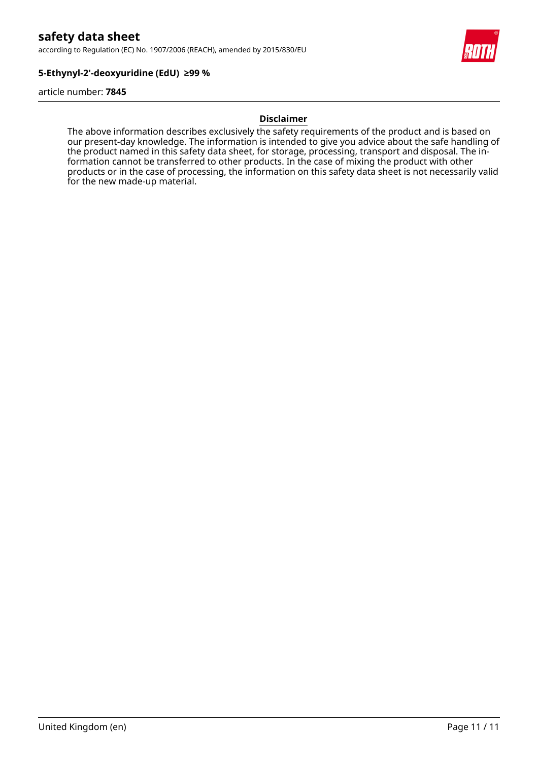## Disclaimer

The above information describes exclusively the safety requirements of the product and is based on our present-day knowledge. The information is intended to give you advice about the safe handling of the product named in this safety data sheet, for storage, processing, transport and disposal. The information cannot be transferred to other products. In the case of mixing the product with other products or in the case of processing, the information on this safety data sheet is not necessarily valid for the new made-up material.